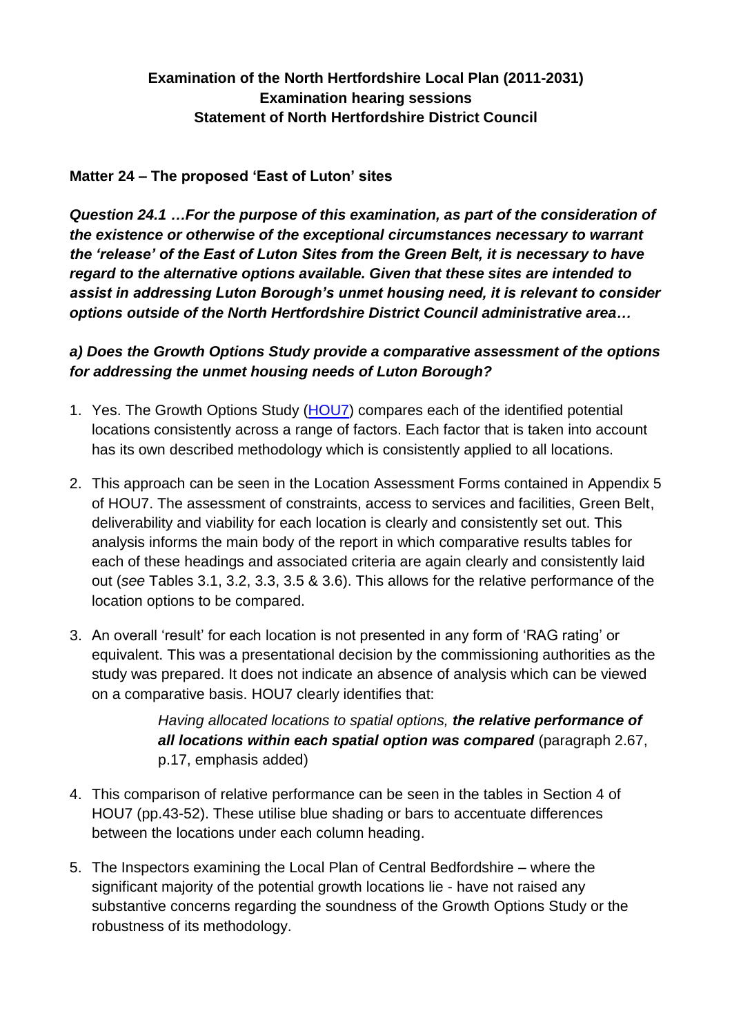**Examination of the North Hertfordshire Local Plan (2011-2031)**
**Examination hearing sessions**
**Statement of North Hertfordshire District Council**

**Matter 24 – The proposed 'East of Luton' sites**

***Question 24.1 …For the purpose of this examination, as part of the consideration of the existence or otherwise of the exceptional circumstances necessary to warrant the 'release' of the East of Luton Sites from the Green Belt, it is necessary to have regard to the alternative options available. Given that these sites are intended to assist in addressing Luton Borough's unmet housing need, it is relevant to consider options outside of the North Hertfordshire District Council administrative area…***

***a) Does the Growth Options Study provide a comparative assessment of the options for addressing the unmet housing needs of Luton Borough?***

1. Yes. The Growth Options Study (HOU7) compares each of the identified potential locations consistently across a range of factors. Each factor that is taken into account has its own described methodology which is consistently applied to all locations.

2. This approach can be seen in the Location Assessment Forms contained in Appendix 5 of HOU7. The assessment of constraints, access to services and facilities, Green Belt, deliverability and viability for each location is clearly and consistently set out. This analysis informs the main body of the report in which comparative results tables for each of these headings and associated criteria are again clearly and consistently laid out (*see* Tables 3.1, 3.2, 3.3, 3.5 & 3.6). This allows for the relative performance of the location options to be compared.

3. An overall 'result' for each location is not presented in any form of 'RAG rating' or equivalent. This was a presentational decision by the commissioning authorities as the study was prepared. It does not indicate an absence of analysis which can be viewed on a comparative basis. HOU7 clearly identifies that:

   > *Having allocated locations to spatial options,* ***the relative performance of all locations within each spatial option was compared*** (paragraph 2.67, p.17, emphasis added)

4. This comparison of relative performance can be seen in the tables in Section 4 of HOU7 (pp.43-52). These utilise blue shading or bars to accentuate differences between the locations under each column heading.

5. The Inspectors examining the Local Plan of Central Bedfordshire – where the significant majority of the potential growth locations lie - have not raised any substantive concerns regarding the soundness of the Growth Options Study or the robustness of its methodology.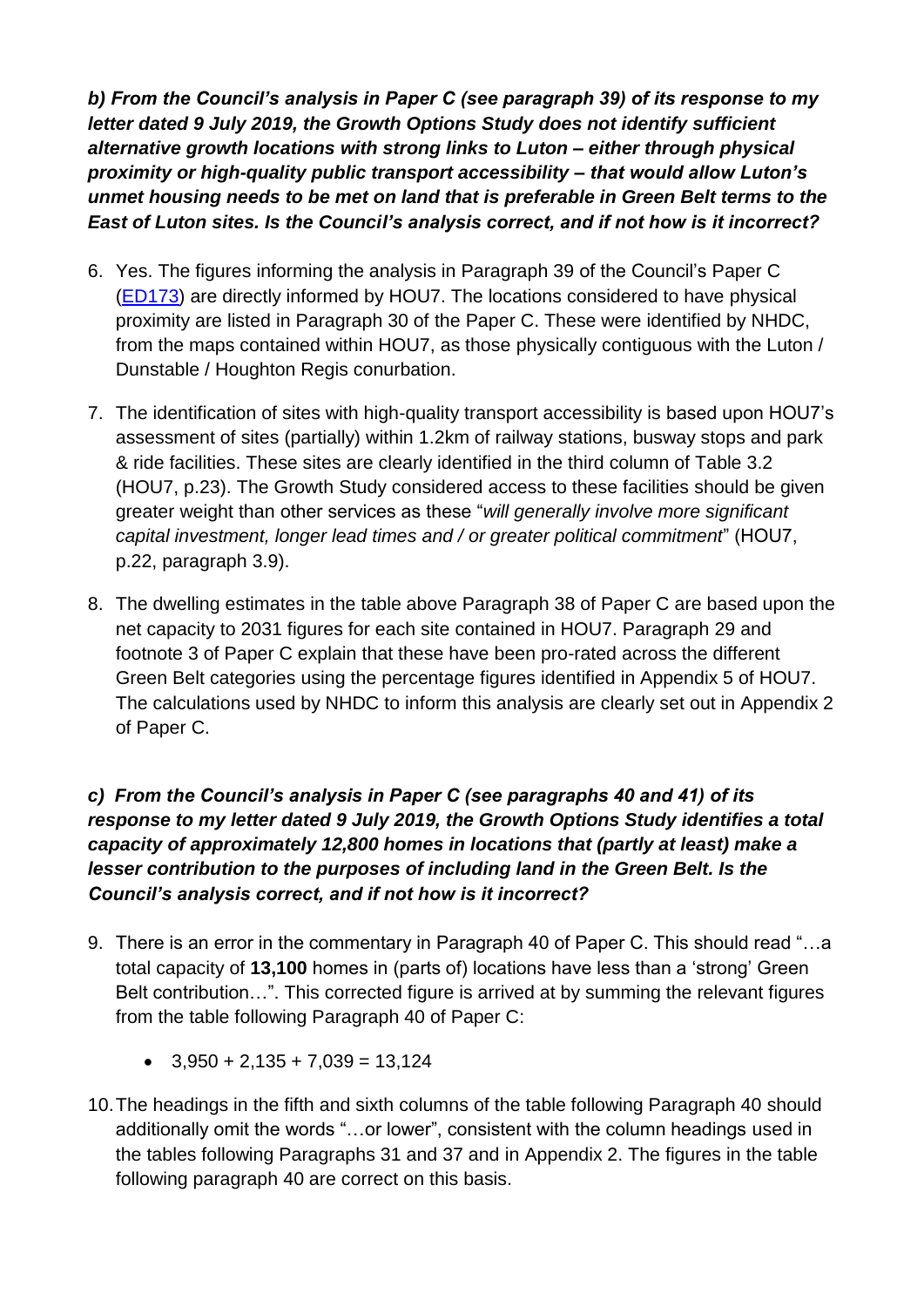***b) From the Council's analysis in Paper C (see paragraph 39) of its response to my letter dated 9 July 2019, the Growth Options Study does not identify sufficient alternative growth locations with strong links to Luton – either through physical proximity or high-quality public transport accessibility – that would allow Luton's unmet housing needs to be met on land that is preferable in Green Belt terms to the East of Luton sites. Is the Council's analysis correct, and if not how is it incorrect?***

6. Yes. The figures informing the analysis in Paragraph 39 of the Council's Paper C (ED173) are directly informed by HOU7. The locations considered to have physical proximity are listed in Paragraph 30 of the Paper C. These were identified by NHDC, from the maps contained within HOU7, as those physically contiguous with the Luton / Dunstable / Houghton Regis conurbation.

7. The identification of sites with high-quality transport accessibility is based upon HOU7's assessment of sites (partially) within 1.2km of railway stations, busway stops and park & ride facilities. These sites are clearly identified in the third column of Table 3.2 (HOU7, p.23). The Growth Study considered access to these facilities should be given greater weight than other services as these "*will generally involve more significant capital investment, longer lead times and / or greater political commitment*" (HOU7, p.22, paragraph 3.9).

8. The dwelling estimates in the table above Paragraph 38 of Paper C are based upon the net capacity to 2031 figures for each site contained in HOU7. Paragraph 29 and footnote 3 of Paper C explain that these have been pro-rated across the different Green Belt categories using the percentage figures identified in Appendix 5 of HOU7. The calculations used by NHDC to inform this analysis are clearly set out in Appendix 2 of Paper C.

***c) From the Council's analysis in Paper C (see paragraphs 40 and 41) of its response to my letter dated 9 July 2019, the Growth Options Study identifies a total capacity of approximately 12,800 homes in locations that (partly at least) make a lesser contribution to the purposes of including land in the Green Belt. Is the Council's analysis correct, and if not how is it incorrect?***

9. There is an error in the commentary in Paragraph 40 of Paper C. This should read "…a total capacity of **13,100** homes in (parts of) locations have less than a 'strong' Green Belt contribution…". This corrected figure is arrived at by summing the relevant figures from the table following Paragraph 40 of Paper C:

   - 3,950 + 2,135 + 7,039 = 13,124

10. The headings in the fifth and sixth columns of the table following Paragraph 40 should additionally omit the words "…or lower", consistent with the column headings used in the tables following Paragraphs 31 and 37 and in Appendix 2. The figures in the table following paragraph 40 are correct on this basis.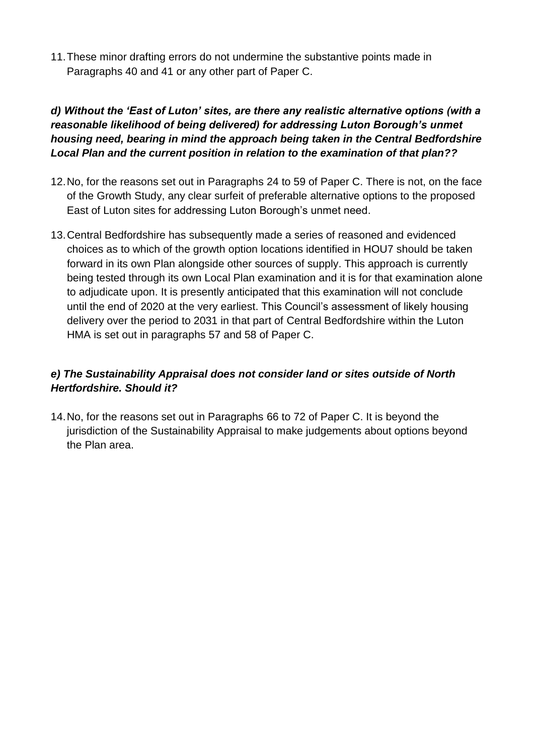11. These minor drafting errors do not undermine the substantive points made in Paragraphs 40 and 41 or any other part of Paper C.

***d) Without the 'East of Luton' sites, are there any realistic alternative options (with a reasonable likelihood of being delivered) for addressing Luton Borough's unmet housing need, bearing in mind the approach being taken in the Central Bedfordshire Local Plan and the current position in relation to the examination of that plan??***

12. No, for the reasons set out in Paragraphs 24 to 59 of Paper C. There is not, on the face of the Growth Study, any clear surfeit of preferable alternative options to the proposed East of Luton sites for addressing Luton Borough's unmet need.

13. Central Bedfordshire has subsequently made a series of reasoned and evidenced choices as to which of the growth option locations identified in HOU7 should be taken forward in its own Plan alongside other sources of supply. This approach is currently being tested through its own Local Plan examination and it is for that examination alone to adjudicate upon. It is presently anticipated that this examination will not conclude until the end of 2020 at the very earliest. This Council's assessment of likely housing delivery over the period to 2031 in that part of Central Bedfordshire within the Luton HMA is set out in paragraphs 57 and 58 of Paper C.

***e) The Sustainability Appraisal does not consider land or sites outside of North Hertfordshire. Should it?***

14. No, for the reasons set out in Paragraphs 66 to 72 of Paper C. It is beyond the jurisdiction of the Sustainability Appraisal to make judgements about options beyond the Plan area.